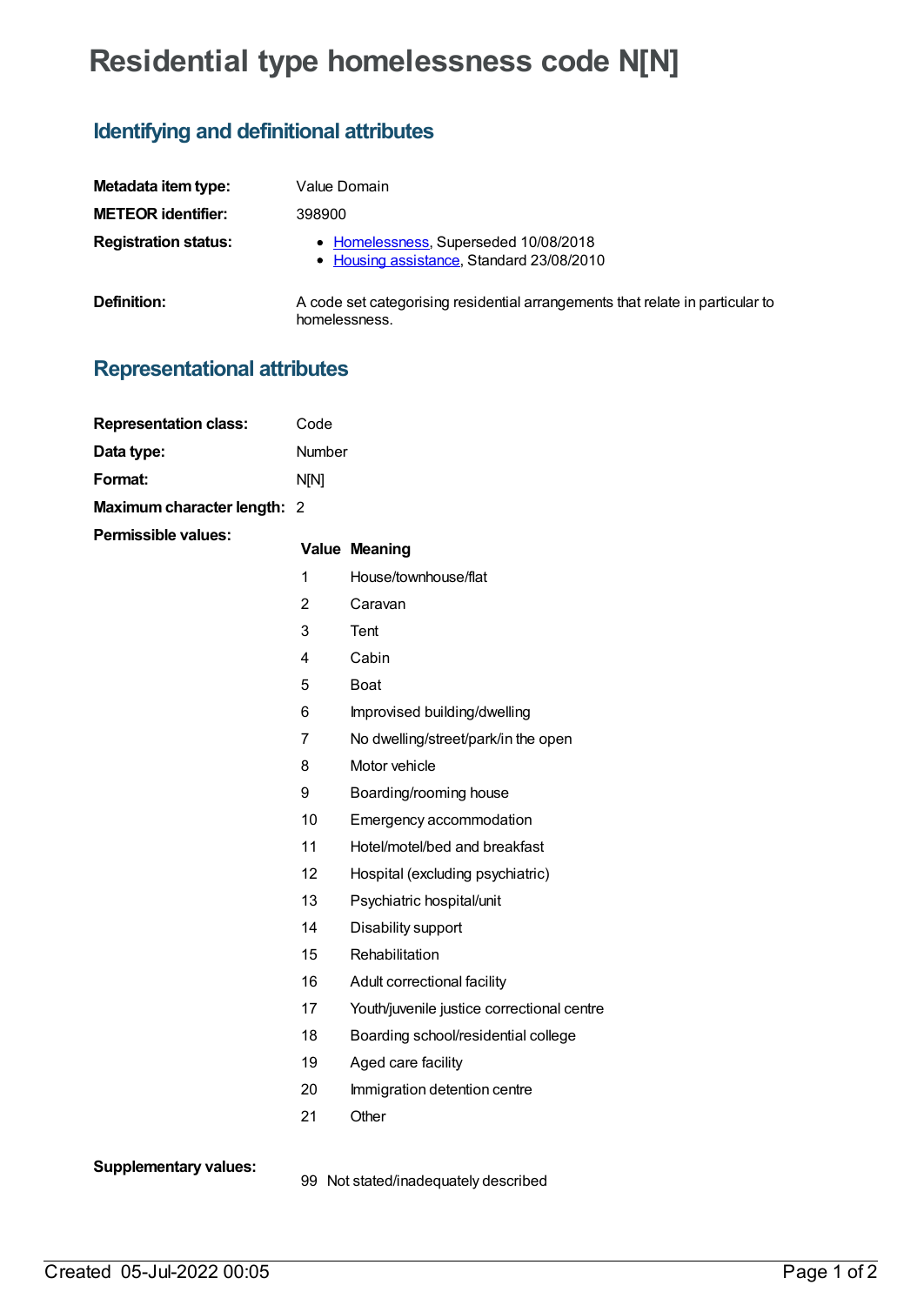# Residential type homelessness code N[N]

## Identifying and definitional attributes

| | |
|---|---|
| **Metadata item type:** | Value Domain |
| **METEOR identifier:** | 398900 |
| **Registration status:** | • Homelessness, Superseded 10/08/2018<br>• Housing assistance, Standard 23/08/2010 |
| **Definition:** | A code set categorising residential arrangements that relate in particular to homelessness. |

## Representational attributes

| | |
|---|---|
| **Representation class:** | Code |
| **Data type:** | Number |
| **Format:** | N[N] |
| **Maximum character length:** | 2 |

**Permissible values:**

| Value | Meaning |
|---|---|
| 1 | House/townhouse/flat |
| 2 | Caravan |
| 3 | Tent |
| 4 | Cabin |
| 5 | Boat |
| 6 | Improvised building/dwelling |
| 7 | No dwelling/street/park/in the open |
| 8 | Motor vehicle |
| 9 | Boarding/rooming house |
| 10 | Emergency accommodation |
| 11 | Hotel/motel/bed and breakfast |
| 12 | Hospital (excluding psychiatric) |
| 13 | Psychiatric hospital/unit |
| 14 | Disability support |
| 15 | Rehabilitation |
| 16 | Adult correctional facility |
| 17 | Youth/juvenile justice correctional centre |
| 18 | Boarding school/residential college |
| 19 | Aged care facility |
| 20 | Immigration detention centre |
| 21 | Other |

**Supplementary values:**

| Value | Meaning |
|---|---|
| 99 | Not stated/inadequately described |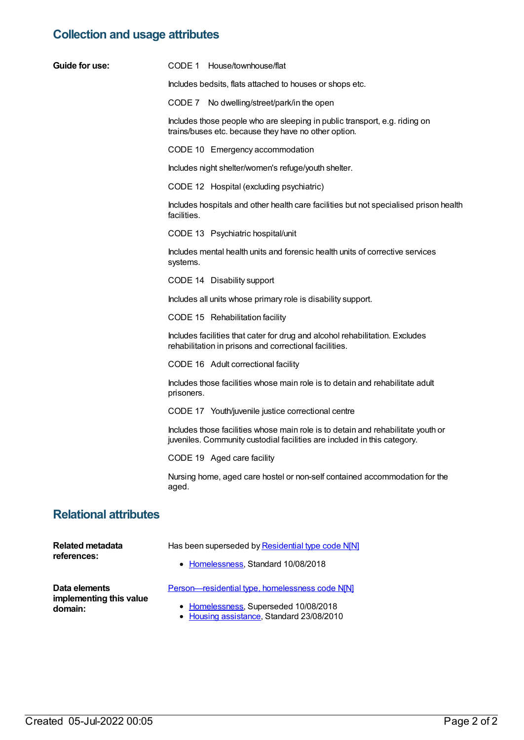## Collection and usage attributes

**Guide for use:**

CODE 1 House/townhouse/flat

Includes bedsits, flats attached to houses or shops etc.

CODE 7 No dwelling/street/park/in the open

Includes those people who are sleeping in public transport, e.g. riding on trains/buses etc. because they have no other option.

CODE 10 Emergency accommodation

Includes night shelter/women's refuge/youth shelter.

CODE 12 Hospital (excluding psychiatric)

Includes hospitals and other health care facilities but not specialised prison health facilities.

CODE 13 Psychiatric hospital/unit

Includes mental health units and forensic health units of corrective services systems.

CODE 14 Disability support

Includes all units whose primary role is disability support.

CODE 15 Rehabilitation facility

Includes facilities that cater for drug and alcohol rehabilitation. Excludes rehabilitation in prisons and correctional facilities.

CODE 16 Adult correctional facility

Includes those facilities whose main role is to detain and rehabilitate adult prisoners.

CODE 17 Youth/juvenile justice correctional centre

Includes those facilities whose main role is to detain and rehabilitate youth or juveniles. Community custodial facilities are included in this category.

CODE 19 Aged care facility

Nursing home, aged care hostel or non-self contained accommodation for the aged.

## Relational attributes

**Related metadata references:**

Has been superseded by Residential type code N[N]

- Homelessness, Standard 10/08/2018

**Data elements implementing this value domain:**

Person—residential type, homelessness code N[N]

- Homelessness, Superseded 10/08/2018
- Housing assistance, Standard 23/08/2010